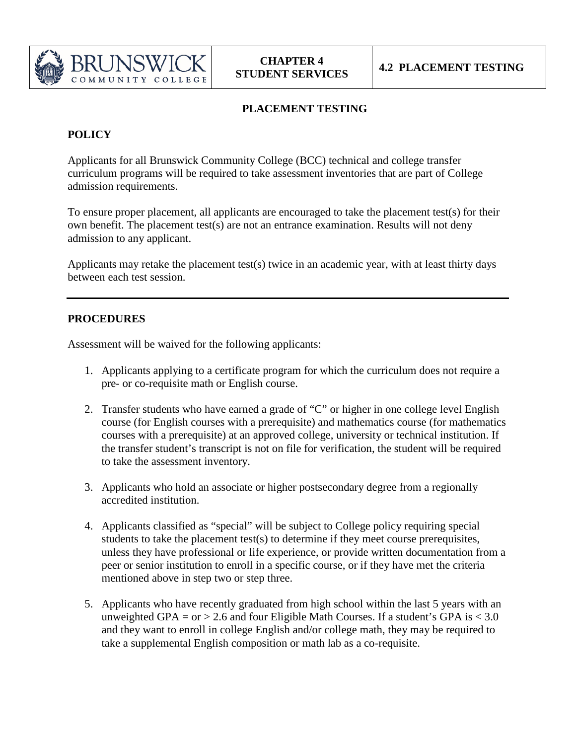# PLACEMENT TESTING

## POLICY

Applicants for all Brunswick Community College (BCC) technical and college transfer curriculum programs will be required to take assessment inventories that are part of College admission requirements.

To ensure proper placement, all applicants are encouraged to take the placement test(s) for their own benefit. The placement test(s) are not an entrance examination. Results will not deny admission to any applicant.

Applicants may retake the placement test(s) twice in an academic year, with at least thirty days between each test session.

---

## PROCEDURES

Assessment will be waived for the following applicants:

1. Applicants applying to a certificate program for which the curriculum does not require a pre- or co-requisite math or English course.

2. Transfer students who have earned a grade of "C" or higher in one college level English course (for English courses with a prerequisite) and mathematics course (for mathematics courses with a prerequisite) at an approved college, university or technical institution. If the transfer student's transcript is not on file for verification, the student will be required to take the assessment inventory.

3. Applicants who hold an associate or higher postsecondary degree from a regionally accredited institution.

4. Applicants classified as "special" will be subject to College policy requiring special students to take the placement test(s) to determine if they meet course prerequisites, unless they have professional or life experience, or provide written documentation from a peer or senior institution to enroll in a specific course, or if they have met the criteria mentioned above in step two or step three.

5. Applicants who have recently graduated from high school within the last 5 years with an unweighted GPA = or > 2.6 and four Eligible Math Courses. If a student's GPA is < 3.0 and they want to enroll in college English and/or college math, they may be required to take a supplemental English composition or math lab as a co-requisite.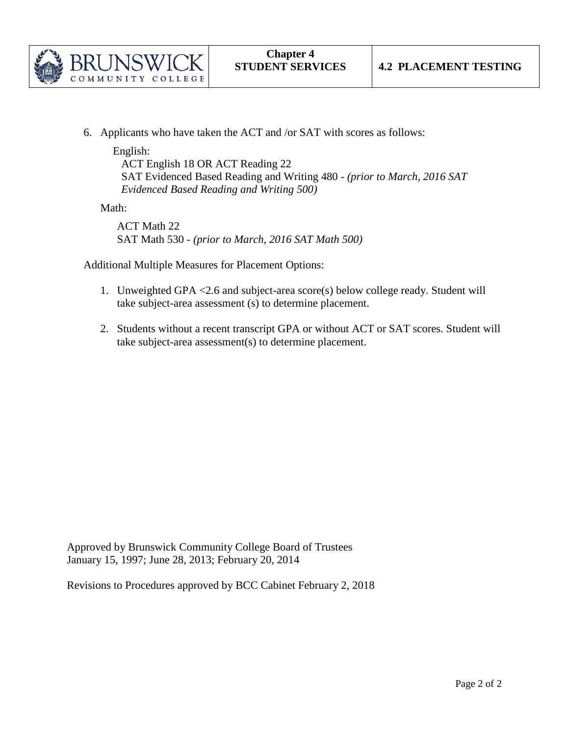6. Applicants who have taken the ACT and /or SAT with scores as follows:

   English:
   ACT English 18 OR ACT Reading 22
   SAT Evidenced Based Reading and Writing 480 - *(prior to March, 2016 SAT Evidenced Based Reading and Writing 500)*

   Math:
   ACT Math 22
   SAT Math 530 - *(prior to March, 2016 SAT Math 500)*

Additional Multiple Measures for Placement Options:

1. Unweighted GPA <2.6 and subject-area score(s) below college ready. Student will take subject-area assessment (s) to determine placement.
2. Students without a recent transcript GPA or without ACT or SAT scores. Student will take subject-area assessment(s) to determine placement.

Approved by Brunswick Community College Board of Trustees
January 15, 1997; June 28, 2013; February 20, 2014

Revisions to Procedures approved by BCC Cabinet February 2, 2018